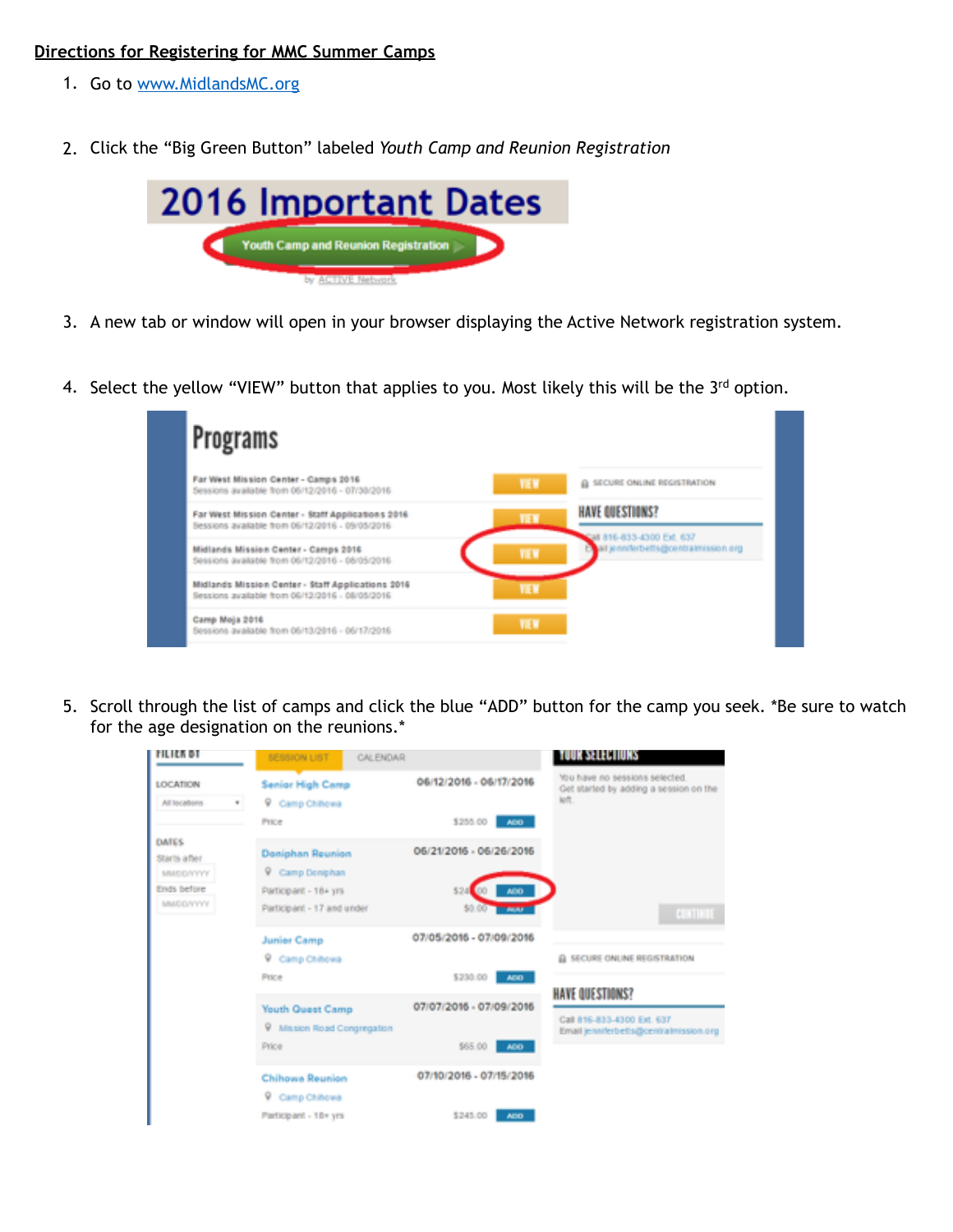**Directions for Registering for MMC Summer Camps**

1. Go to www.MidlandsMC.org

2. Click the "Big Green Button" labeled *Youth Camp and Reunion Registration*

3. A new tab or window will open in your browser displaying the Active Network registration system.

4. Select the yellow "VIEW" button that applies to you. Most likely this will be the 3rd option.

5. Scroll through the list of camps and click the blue "ADD" button for the camp you seek. *Be sure to watch for the age designation on the reunions.*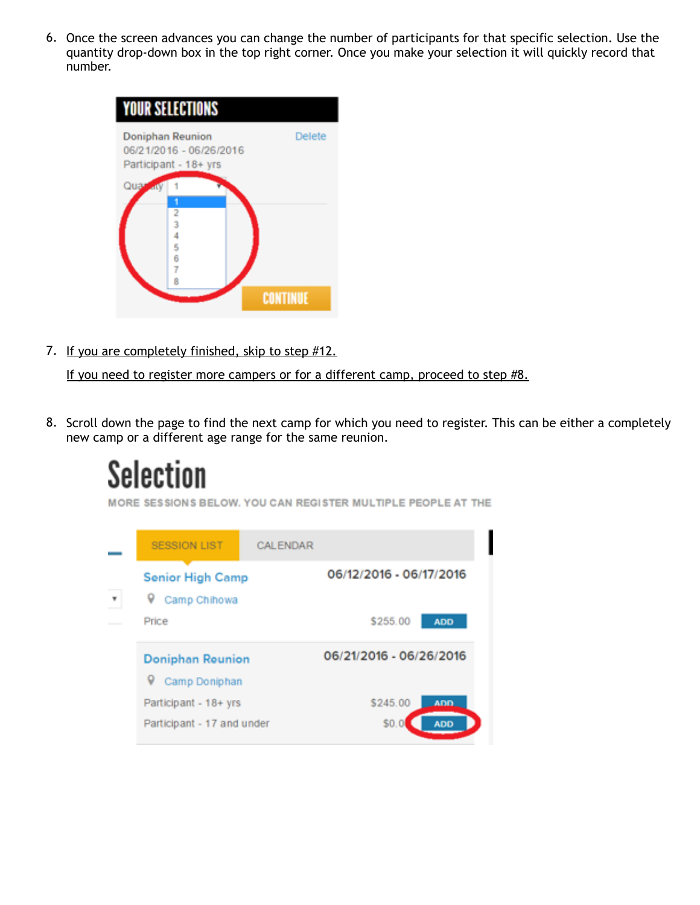6. Once the screen advances you can change the number of participants for that specific selection. Use the quantity drop-down box in the top right corner. Once you make your selection it will quickly record that number.

7. <u>If you are completely finished, skip to step #12.</u>

   <u>If you need to register more campers or for a different camp, proceed to step #8.</u>

8. Scroll down the page to find the next camp for which you need to register. This can be either a completely new camp or a different age range for the same reunion.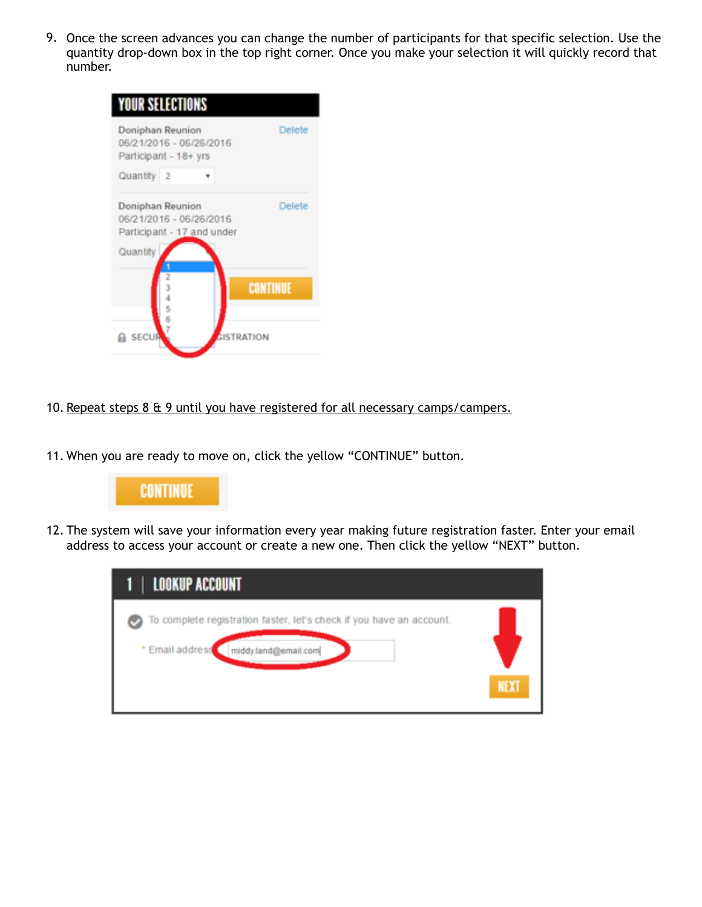9. Once the screen advances you can change the number of participants for that specific selection. Use the quantity drop-down box in the top right corner. Once you make your selection it will quickly record that number.

10. <u>Repeat steps 8 & 9 until you have registered for all necessary camps/campers.</u>

11. When you are ready to move on, click the yellow "CONTINUE" button.

12. The system will save your information every year making future registration faster. Enter your email address to access your account or create a new one. Then click the yellow "NEXT" button.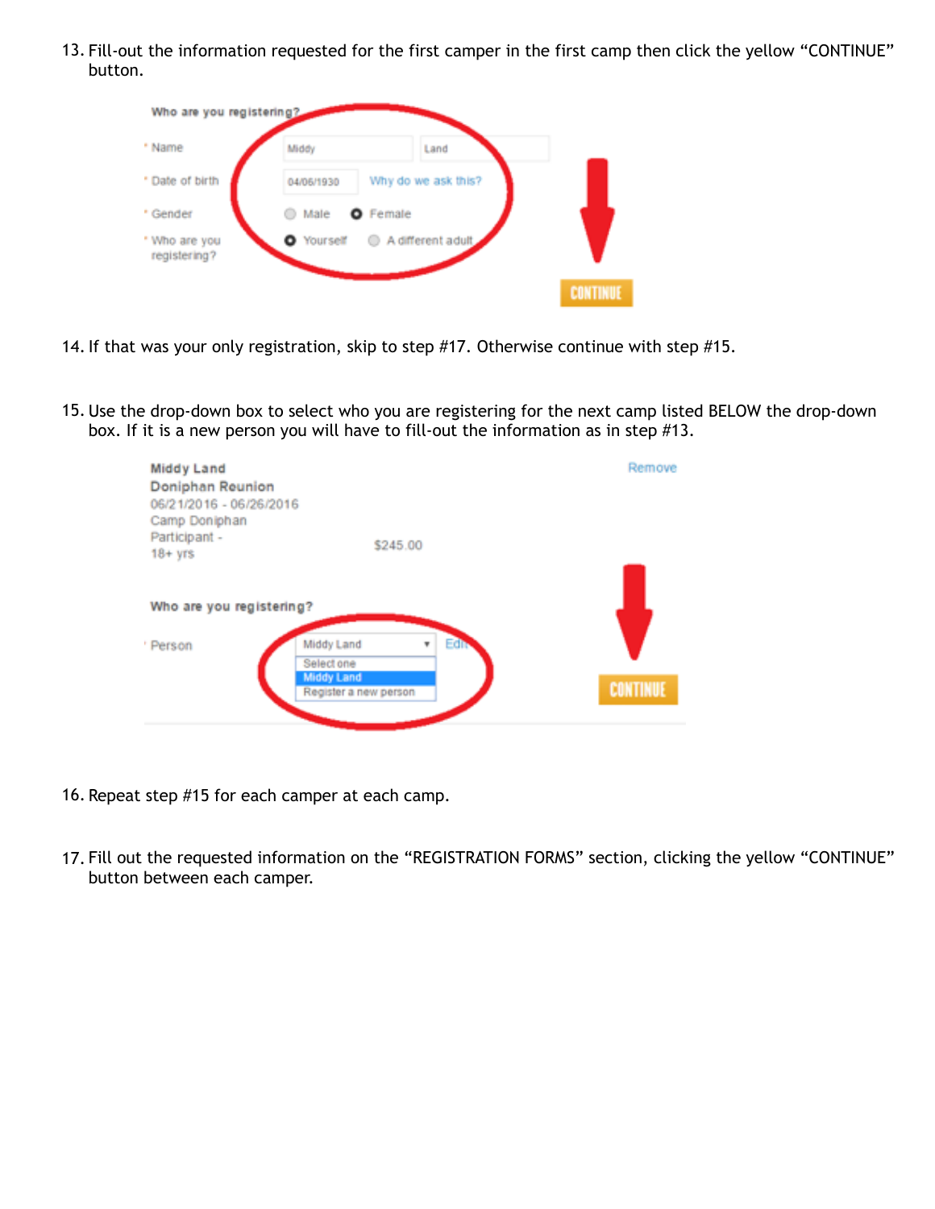13. Fill-out the information requested for the first camper in the first camp then click the yellow "CONTINUE" button.

Who are you registering?

* Name: Middy Land
* Date of birth: 04/06/1930 Why do we ask this?
* Gender: Male / Female
* Who are you registering?: Yourself / A different adult

CONTINUE

14. If that was your only registration, skip to step #17. Otherwise continue with step #15.

15. Use the drop-down box to select who you are registering for the next camp listed BELOW the drop-down box. If it is a new person you will have to fill-out the information as in step #13.

Middy Land
Doniphan Reunion
06/21/2016 - 06/26/2016
Camp Doniphan
Participant - 18+ yrs $245.00 Remove

Who are you registering?

* Person: Middy Land — Select one / Middy Land / Register a new person — Edit

CONTINUE

16. Repeat step #15 for each camper at each camp.

17. Fill out the requested information on the "REGISTRATION FORMS" section, clicking the yellow "CONTINUE" button between each camper.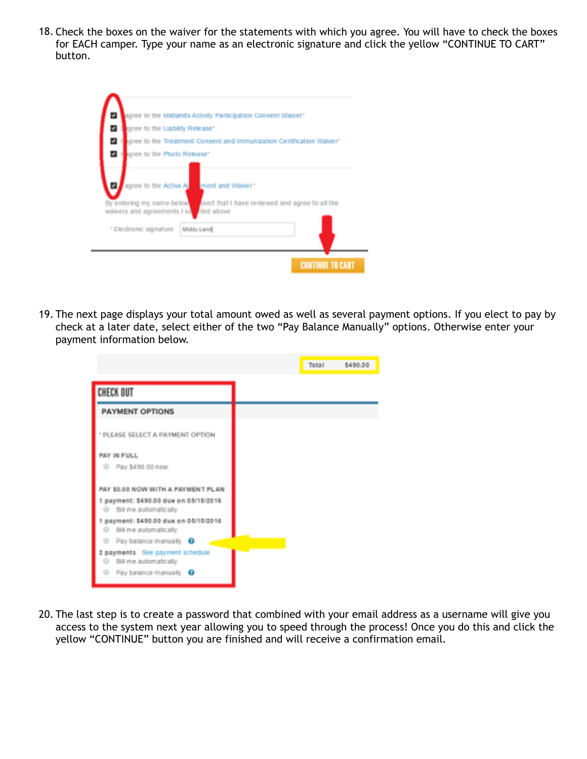18. Check the boxes on the waiver for the statements with which you agree. You will have to check the boxes for EACH camper. Type your name as an electronic signature and click the yellow "CONTINUE TO CART" button.

19. The next page displays your total amount owed as well as several payment options. If you elect to pay by check at a later date, select either of the two "Pay Balance Manually" options. Otherwise enter your payment information below.

20. The last step is to create a password that combined with your email address as a username will give you access to the system next year allowing you to speed through the process! Once you do this and click the yellow "CONTINUE" button you are finished and will receive a confirmation email.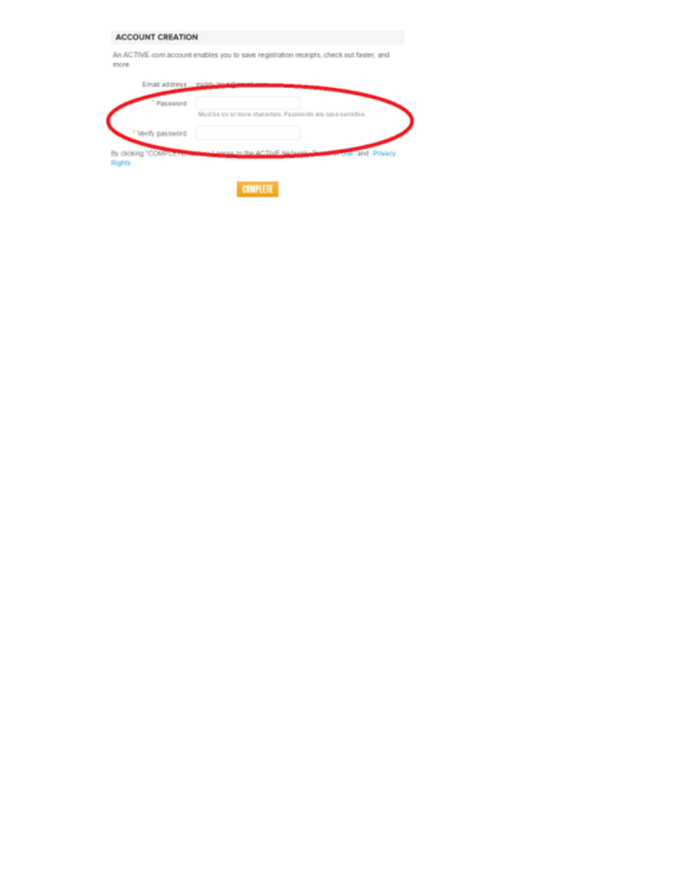## ACCOUNT CREATION

An ACTIVE.com account enables you to save registration receipts, check out faster, and more.

Email address

\* Password

Must be six or more characters. Passwords are case-sensitive.

\* Verify password

By clicking "COMPLETE" I agree to the ACTIVE Network Terms of Use and Privacy Rights .

COMPLETE